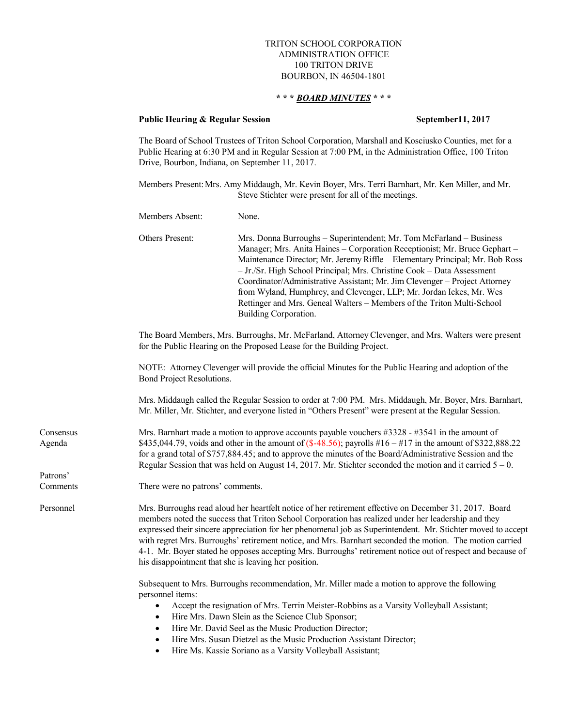TRITON SCHOOL CORPORATION
ADMINISTRATION OFFICE
100 TRITON DRIVE
BOURBON, IN 46504-1801

**\* \* \* _BOARD MINUTES_ \* \* \***

**Public Hearing & Regular Session** **September11, 2017**

The Board of School Trustees of Triton School Corporation, Marshall and Kosciusko Counties, met for a Public Hearing at 6:30 PM and in Regular Session at 7:00 PM, in the Administration Office, 100 Triton Drive, Bourbon, Indiana, on September 11, 2017.

Members Present: Mrs. Amy Middaugh, Mr. Kevin Boyer, Mrs. Terri Barnhart, Mr. Ken Miller, and Mr. Steve Stichter were present for all of the meetings.

Members Absent: None.

Others Present: Mrs. Donna Burroughs – Superintendent; Mr. Tom McFarland – Business Manager; Mrs. Anita Haines – Corporation Receptionist; Mr. Bruce Gephart – Maintenance Director; Mr. Jeremy Riffle – Elementary Principal; Mr. Bob Ross – Jr./Sr. High School Principal; Mrs. Christine Cook – Data Assessment Coordinator/Administrative Assistant; Mr. Jim Clevenger – Project Attorney from Wyland, Humphrey, and Clevenger, LLP; Mr. Jordan Ickes, Mr. Wes Rettinger and Mrs. Geneal Walters – Members of the Triton Multi-School Building Corporation.

The Board Members, Mrs. Burroughs, Mr. McFarland, Attorney Clevenger, and Mrs. Walters were present for the Public Hearing on the Proposed Lease for the Building Project.

NOTE: Attorney Clevenger will provide the official Minutes for the Public Hearing and adoption of the Bond Project Resolutions.

Mrs. Middaugh called the Regular Session to order at 7:00 PM. Mrs. Middaugh, Mr. Boyer, Mrs. Barnhart, Mr. Miller, Mr. Stichter, and everyone listed in "Others Present" were present at the Regular Session.

**Consensus Agenda**

Mrs. Barnhart made a motion to approve accounts payable vouchers #3328 - #3541 in the amount of $435,044.79, voids and other in the amount of ($-48.56); payrolls #16 – #17 in the amount of $322,888.22 for a grand total of $757,884.45; and to approve the minutes of the Board/Administrative Session and the Regular Session that was held on August 14, 2017. Mr. Stichter seconded the motion and it carried 5 – 0.

**Patrons' Comments**

There were no patrons' comments.

**Personnel**

Mrs. Burroughs read aloud her heartfelt notice of her retirement effective on December 31, 2017. Board members noted the success that Triton School Corporation has realized under her leadership and they expressed their sincere appreciation for her phenomenal job as Superintendent. Mr. Stichter moved to accept with regret Mrs. Burroughs' retirement notice, and Mrs. Barnhart seconded the motion. The motion carried 4-1. Mr. Boyer stated he opposes accepting Mrs. Burroughs' retirement notice out of respect and because of his disappointment that she is leaving her position.

Subsequent to Mrs. Burroughs recommendation, Mr. Miller made a motion to approve the following personnel items:

- Accept the resignation of Mrs. Terrin Meister-Robbins as a Varsity Volleyball Assistant;
- Hire Mrs. Dawn Slein as the Science Club Sponsor;
- Hire Mr. David Seel as the Music Production Director;
- Hire Mrs. Susan Dietzel as the Music Production Assistant Director;
- Hire Ms. Kassie Soriano as a Varsity Volleyball Assistant;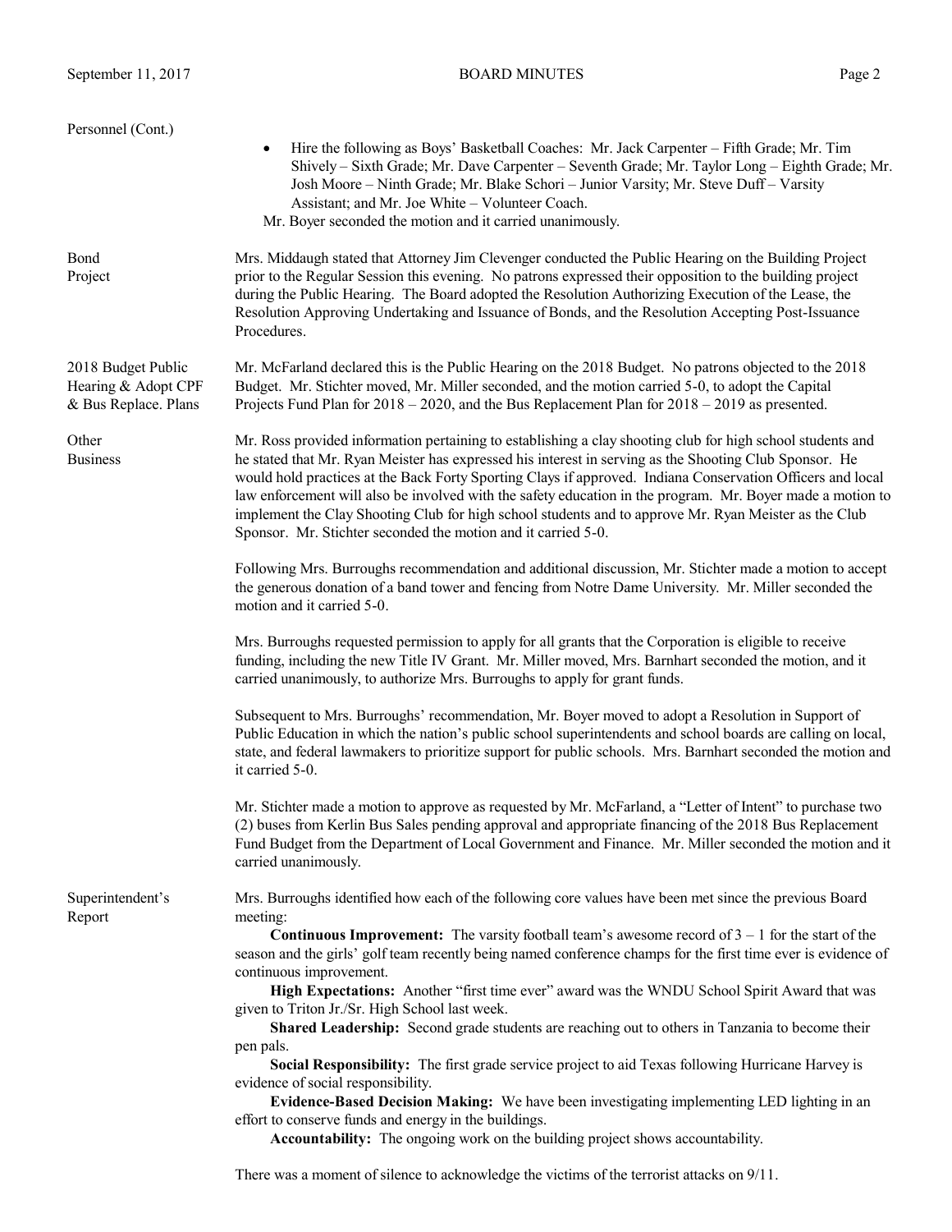**Personnel (Cont.)**

- Hire the following as Boys' Basketball Coaches: Mr. Jack Carpenter – Fifth Grade; Mr. Tim Shively – Sixth Grade; Mr. Dave Carpenter – Seventh Grade; Mr. Taylor Long – Eighth Grade; Mr. Josh Moore – Ninth Grade; Mr. Blake Schori – Junior Varsity; Mr. Steve Duff – Varsity Assistant; and Mr. Joe White – Volunteer Coach.

Mr. Boyer seconded the motion and it carried unanimously.

**Bond Project**

Mrs. Middaugh stated that Attorney Jim Clevenger conducted the Public Hearing on the Building Project prior to the Regular Session this evening. No patrons expressed their opposition to the building project during the Public Hearing. The Board adopted the Resolution Authorizing Execution of the Lease, the Resolution Approving Undertaking and Issuance of Bonds, and the Resolution Accepting Post-Issuance Procedures.

**2018 Budget Public Hearing & Adopt CPF & Bus Replace. Plans**

Mr. McFarland declared this is the Public Hearing on the 2018 Budget. No patrons objected to the 2018 Budget. Mr. Stichter moved, Mr. Miller seconded, and the motion carried 5-0, to adopt the Capital Projects Fund Plan for 2018 – 2020, and the Bus Replacement Plan for 2018 – 2019 as presented.

**Other Business**

Mr. Ross provided information pertaining to establishing a clay shooting club for high school students and he stated that Mr. Ryan Meister has expressed his interest in serving as the Shooting Club Sponsor. He would hold practices at the Back Forty Sporting Clays if approved. Indiana Conservation Officers and local law enforcement will also be involved with the safety education in the program. Mr. Boyer made a motion to implement the Clay Shooting Club for high school students and to approve Mr. Ryan Meister as the Club Sponsor. Mr. Stichter seconded the motion and it carried 5-0.

Following Mrs. Burroughs recommendation and additional discussion, Mr. Stichter made a motion to accept the generous donation of a band tower and fencing from Notre Dame University. Mr. Miller seconded the motion and it carried 5-0.

Mrs. Burroughs requested permission to apply for all grants that the Corporation is eligible to receive funding, including the new Title IV Grant. Mr. Miller moved, Mrs. Barnhart seconded the motion, and it carried unanimously, to authorize Mrs. Burroughs to apply for grant funds.

Subsequent to Mrs. Burroughs' recommendation, Mr. Boyer moved to adopt a Resolution in Support of Public Education in which the nation's public school superintendents and school boards are calling on local, state, and federal lawmakers to prioritize support for public schools. Mrs. Barnhart seconded the motion and it carried 5-0.

Mr. Stichter made a motion to approve as requested by Mr. McFarland, a "Letter of Intent" to purchase two (2) buses from Kerlin Bus Sales pending approval and appropriate financing of the 2018 Bus Replacement Fund Budget from the Department of Local Government and Finance. Mr. Miller seconded the motion and it carried unanimously.

**Superintendent's Report**

Mrs. Burroughs identified how each of the following core values have been met since the previous Board meeting:

**Continuous Improvement:** The varsity football team's awesome record of 3 – 1 for the start of the season and the girls' golf team recently being named conference champs for the first time ever is evidence of continuous improvement.

**High Expectations:** Another "first time ever" award was the WNDU School Spirit Award that was given to Triton Jr./Sr. High School last week.

**Shared Leadership:** Second grade students are reaching out to others in Tanzania to become their pen pals.

**Social Responsibility:** The first grade service project to aid Texas following Hurricane Harvey is evidence of social responsibility.

**Evidence-Based Decision Making:** We have been investigating implementing LED lighting in an effort to conserve funds and energy in the buildings.

**Accountability:** The ongoing work on the building project shows accountability.

There was a moment of silence to acknowledge the victims of the terrorist attacks on 9/11.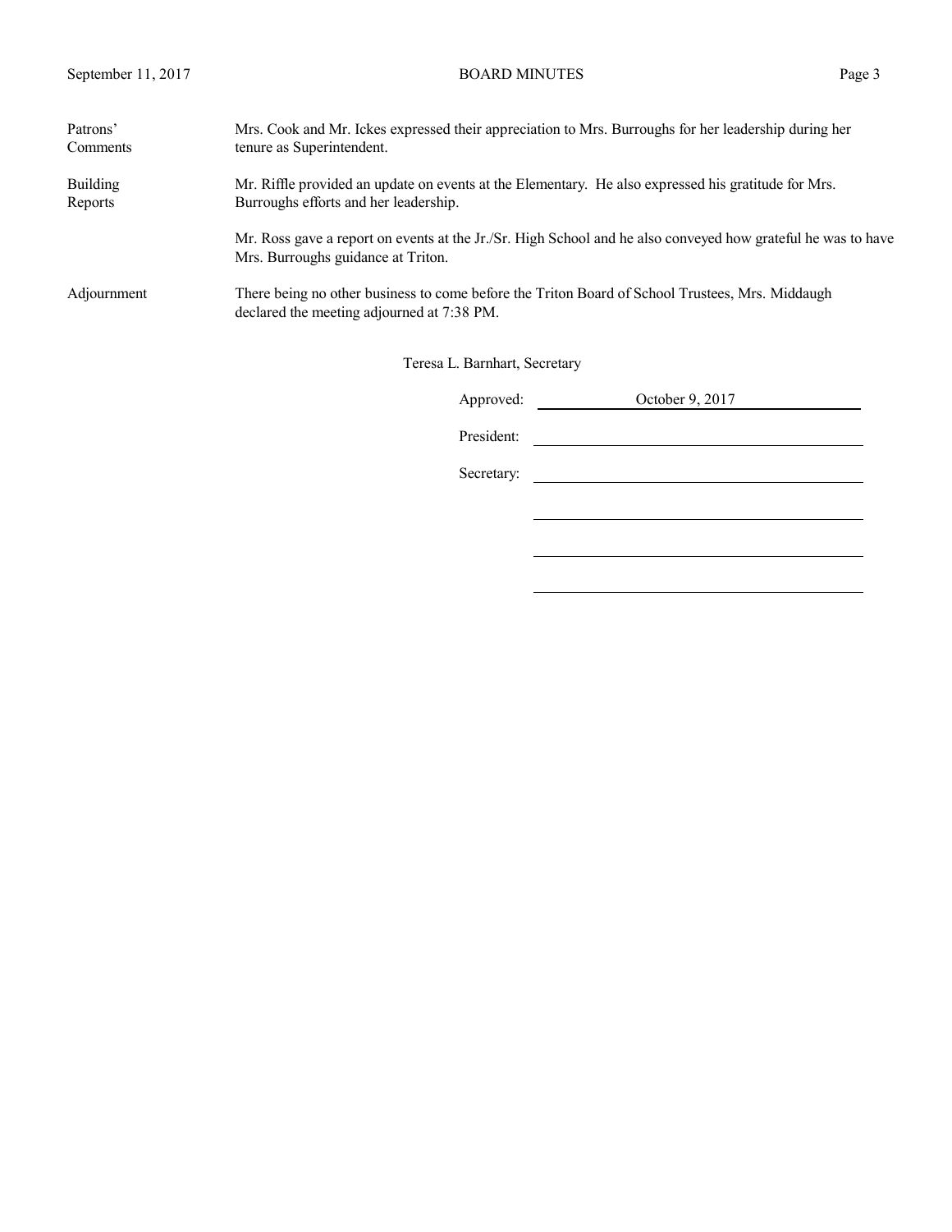**Patrons' Comments**

Mrs. Cook and Mr. Ickes expressed their appreciation to Mrs. Burroughs for her leadership during her tenure as Superintendent.

**Building Reports**

Mr. Riffle provided an update on events at the Elementary. He also expressed his gratitude for Mrs. Burroughs efforts and her leadership.

Mr. Ross gave a report on events at the Jr./Sr. High School and he also conveyed how grateful he was to have Mrs. Burroughs guidance at Triton.

**Adjournment**

There being no other business to come before the Triton Board of School Trustees, Mrs. Middaugh declared the meeting adjourned at 7:38 PM.

Teresa L. Barnhart, Secretary

Approved: October 9, 2017

President: ______________________

Secretary: ______________________

______________________

______________________

______________________